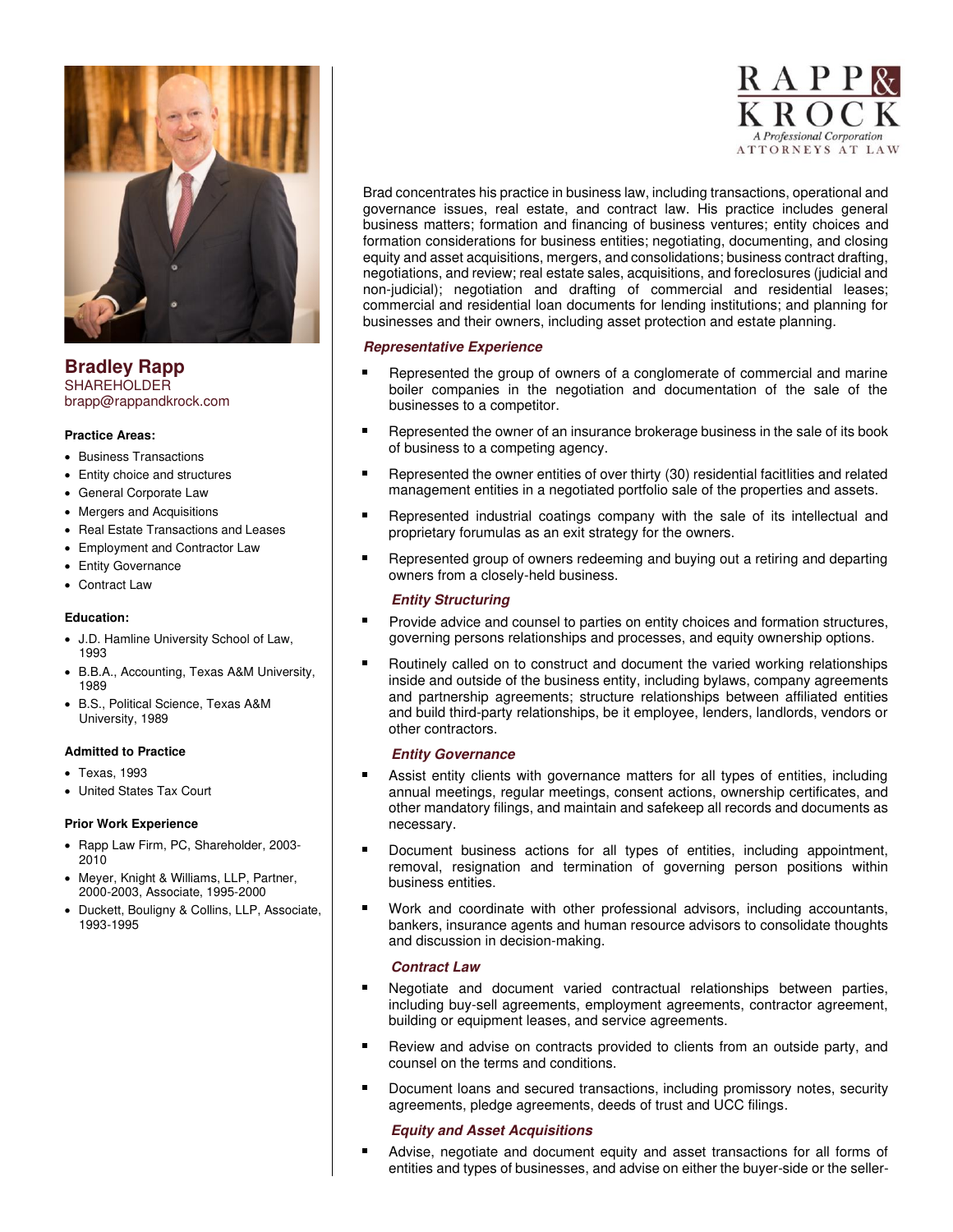RAPP & KROCK
A Professional Corporation
ATTORNEYS AT LAW

## Bradley Rapp

SHAREHOLDER
brapp@rappandkrock.com

**Practice Areas:**

- Business Transactions
- Entity choice and structures
- General Corporate Law
- Mergers and Acquisitions
- Real Estate Transactions and Leases
- Employment and Contractor Law
- Entity Governance
- Contract Law

**Education:**

- J.D. Hamline University School of Law, 1993
- B.B.A., Accounting, Texas A&M University, 1989
- B.S., Political Science, Texas A&M University, 1989

**Admitted to Practice**

- Texas, 1993
- United States Tax Court

**Prior Work Experience**

- Rapp Law Firm, PC, Shareholder, 2003-2010
- Meyer, Knight & Williams, LLP, Partner, 2000-2003, Associate, 1995-2000
- Duckett, Bouligny & Collins, LLP, Associate, 1993-1995

Brad concentrates his practice in business law, including transactions, operational and governance issues, real estate, and contract law. His practice includes general business matters; formation and financing of business ventures; entity choices and formation considerations for business entities; negotiating, documenting, and closing equity and asset acquisitions, mergers, and consolidations; business contract drafting, negotiations, and review; real estate sales, acquisitions, and foreclosures (judicial and non-judicial); negotiation and drafting of commercial and residential leases; commercial and residential loan documents for lending institutions; and planning for businesses and their owners, including asset protection and estate planning.

### *Representative Experience*

- Represented the group of owners of a conglomerate of commercial and marine boiler companies in the negotiation and documentation of the sale of the businesses to a competitor.
- Represented the owner of an insurance brokerage business in the sale of its book of business to a competing agency.
- Represented the owner entities of over thirty (30) residential facitlities and related management entities in a negotiated portfolio sale of the properties and assets.
- Represented industrial coatings company with the sale of its intellectual and proprietary forumulas as an exit strategy for the owners.
- Represented group of owners redeeming and buying out a retiring and departing owners from a closely-held business.

### *Entity Structuring*

- Provide advice and counsel to parties on entity choices and formation structures, governing persons relationships and processes, and equity ownership options.
- Routinely called on to construct and document the varied working relationships inside and outside of the business entity, including bylaws, company agreements and partnership agreements; structure relationships between affiliated entities and build third-party relationships, be it employee, lenders, landlords, vendors or other contractors.

### *Entity Governance*

- Assist entity clients with governance matters for all types of entities, including annual meetings, regular meetings, consent actions, ownership certificates, and other mandatory filings, and maintain and safekeep all records and documents as necessary.
- Document business actions for all types of entities, including appointment, removal, resignation and termination of governing person positions within business entities.
- Work and coordinate with other professional advisors, including accountants, bankers, insurance agents and human resource advisors to consolidate thoughts and discussion in decision-making.

### *Contract Law*

- Negotiate and document varied contractual relationships between parties, including buy-sell agreements, employment agreements, contractor agreement, building or equipment leases, and service agreements.
- Review and advise on contracts provided to clients from an outside party, and counsel on the terms and conditions.
- Document loans and secured transactions, including promissory notes, security agreements, pledge agreements, deeds of trust and UCC filings.

### *Equity and Asset Acquisitions*

- Advise, negotiate and document equity and asset transactions for all forms of entities and types of businesses, and advise on either the buyer-side or the seller-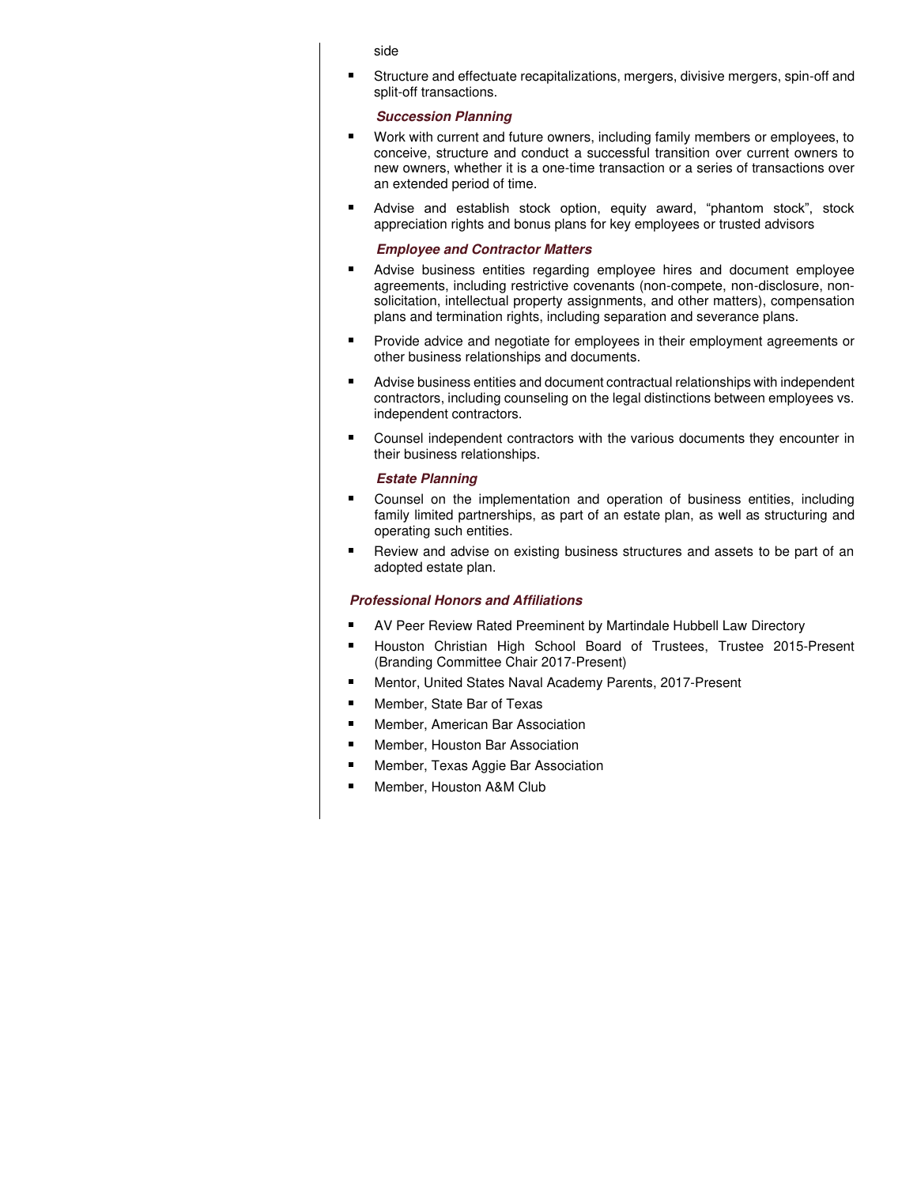side

- Structure and effectuate recapitalizations, mergers, divisive mergers, spin-off and split-off transactions.

***Succession Planning***

- Work with current and future owners, including family members or employees, to conceive, structure and conduct a successful transition over current owners to new owners, whether it is a one-time transaction or a series of transactions over an extended period of time.
- Advise and establish stock option, equity award, "phantom stock", stock appreciation rights and bonus plans for key employees or trusted advisors

***Employee and Contractor Matters***

- Advise business entities regarding employee hires and document employee agreements, including restrictive covenants (non-compete, non-disclosure, non-solicitation, intellectual property assignments, and other matters), compensation plans and termination rights, including separation and severance plans.
- Provide advice and negotiate for employees in their employment agreements or other business relationships and documents.
- Advise business entities and document contractual relationships with independent contractors, including counseling on the legal distinctions between employees vs. independent contractors.
- Counsel independent contractors with the various documents they encounter in their business relationships.

***Estate Planning***

- Counsel on the implementation and operation of business entities, including family limited partnerships, as part of an estate plan, as well as structuring and operating such entities.
- Review and advise on existing business structures and assets to be part of an adopted estate plan.

***Professional Honors and Affiliations***

- AV Peer Review Rated Preeminent by Martindale Hubbell Law Directory
- Houston Christian High School Board of Trustees, Trustee 2015-Present (Branding Committee Chair 2017-Present)
- Mentor, United States Naval Academy Parents, 2017-Present
- Member, State Bar of Texas
- Member, American Bar Association
- Member, Houston Bar Association
- Member, Texas Aggie Bar Association
- Member, Houston A&M Club